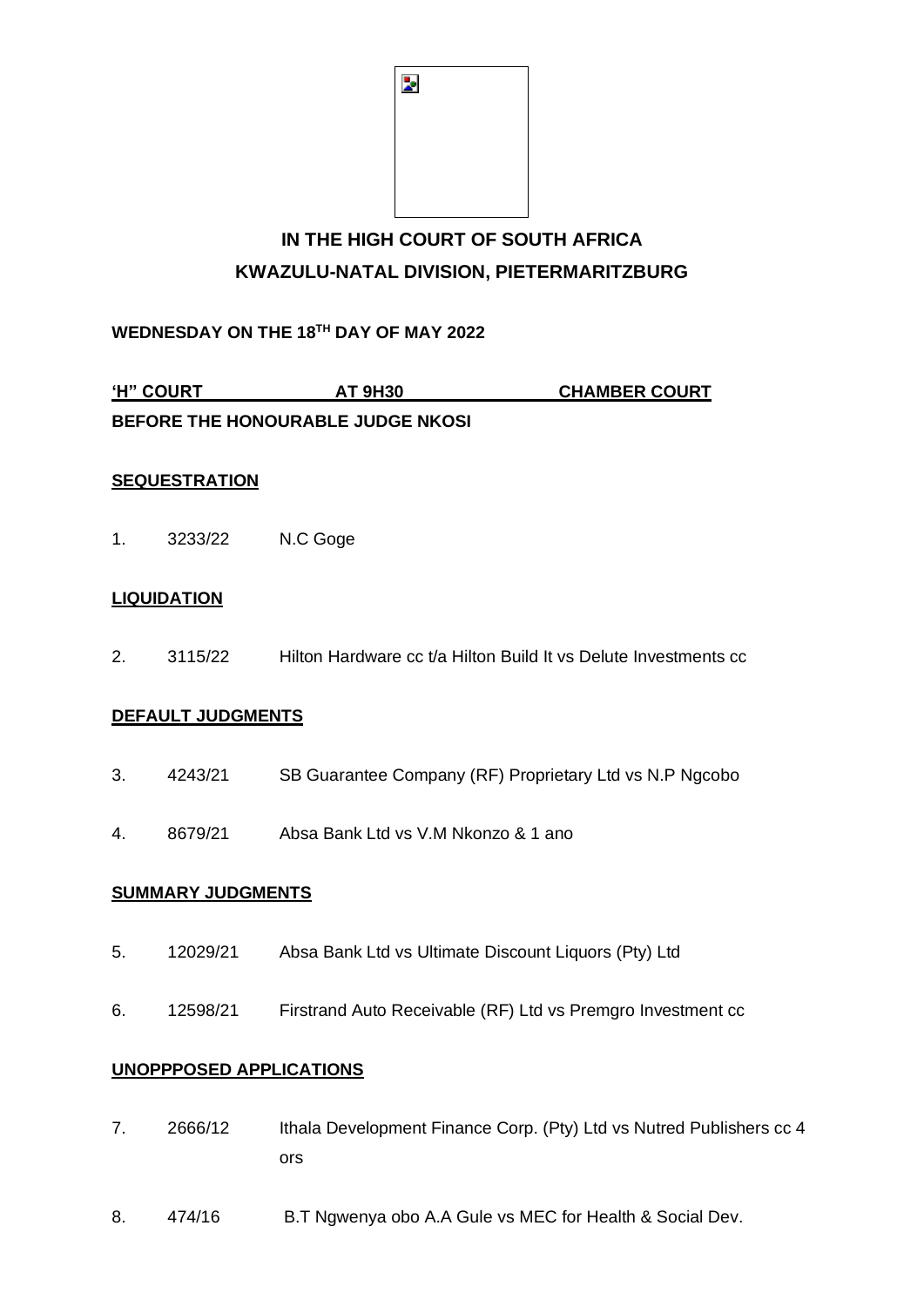# IN THE HIGH COURT OF SOUTH AFRICA
# KWAZULU-NATAL DIVISION, PIETERMARITZBURG

**WEDNESDAY ON THE 18TH DAY OF MAY 2022**

**'H" COURT AT 9H30 CHAMBER COURT**

**BEFORE THE HONOURABLE JUDGE NKOSI**

**SEQUESTRATION**

1. 3233/22 N.C Goge

**LIQUIDATION**

2. 3115/22 Hilton Hardware cc t/a Hilton Build It vs Delute Investments cc

**DEFAULT JUDGMENTS**

3. 4243/21 SB Guarantee Company (RF) Proprietary Ltd vs N.P Ngcobo
4. 8679/21 Absa Bank Ltd vs V.M Nkonzo & 1 ano

**SUMMARY JUDGMENTS**

5. 12029/21 Absa Bank Ltd vs Ultimate Discount Liquors (Pty) Ltd
6. 12598/21 Firstrand Auto Receivable (RF) Ltd vs Premgro Investment cc

**UNOPPPOSED APPLICATIONS**

7. 2666/12 Ithala Development Finance Corp. (Pty) Ltd vs Nutred Publishers cc 4 ors
8. 474/16 B.T Ngwenya obo A.A Gule vs MEC for Health & Social Dev.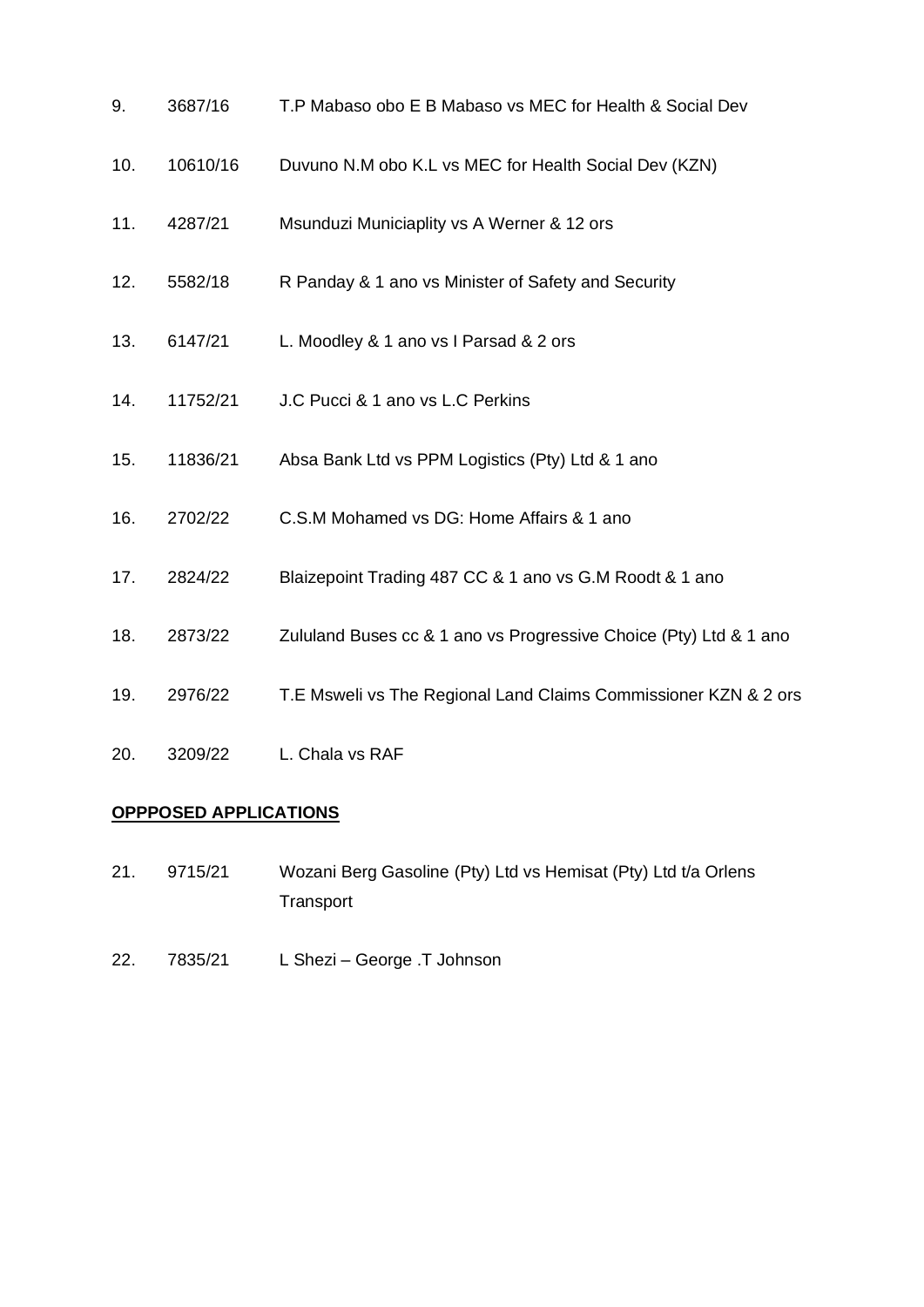| | | |
|---|---|---|
| 9. | 3687/16 | T.P Mabaso obo E B Mabaso vs MEC for Health & Social Dev |
| 10. | 10610/16 | Duvuno N.M obo K.L vs MEC for Health Social Dev (KZN) |
| 11. | 4287/21 | Msunduzi Municiaplity vs A Werner & 12 ors |
| 12. | 5582/18 | R Panday & 1 ano vs Minister of Safety and Security |
| 13. | 6147/21 | L. Moodley & 1 ano vs I Parsad & 2 ors |
| 14. | 11752/21 | J.C Pucci & 1 ano vs L.C Perkins |
| 15. | 11836/21 | Absa Bank Ltd vs PPM Logistics (Pty) Ltd & 1 ano |
| 16. | 2702/22 | C.S.M Mohamed vs DG: Home Affairs & 1 ano |
| 17. | 2824/22 | Blaizepoint Trading 487 CC & 1 ano vs G.M Roodt & 1 ano |
| 18. | 2873/22 | Zululand Buses cc & 1 ano vs Progressive Choice (Pty) Ltd & 1 ano |
| 19. | 2976/22 | T.E Msweli vs The Regional Land Claims Commissioner KZN & 2 ors |
| 20. | 3209/22 | L. Chala vs RAF |

**OPPPOSED APPLICATIONS**

| | | |
|---|---|---|
| 21. | 9715/21 | Wozani Berg Gasoline (Pty) Ltd vs Hemisat (Pty) Ltd t/a Orlens Transport |
| 22. | 7835/21 | L Shezi – George .T Johnson |